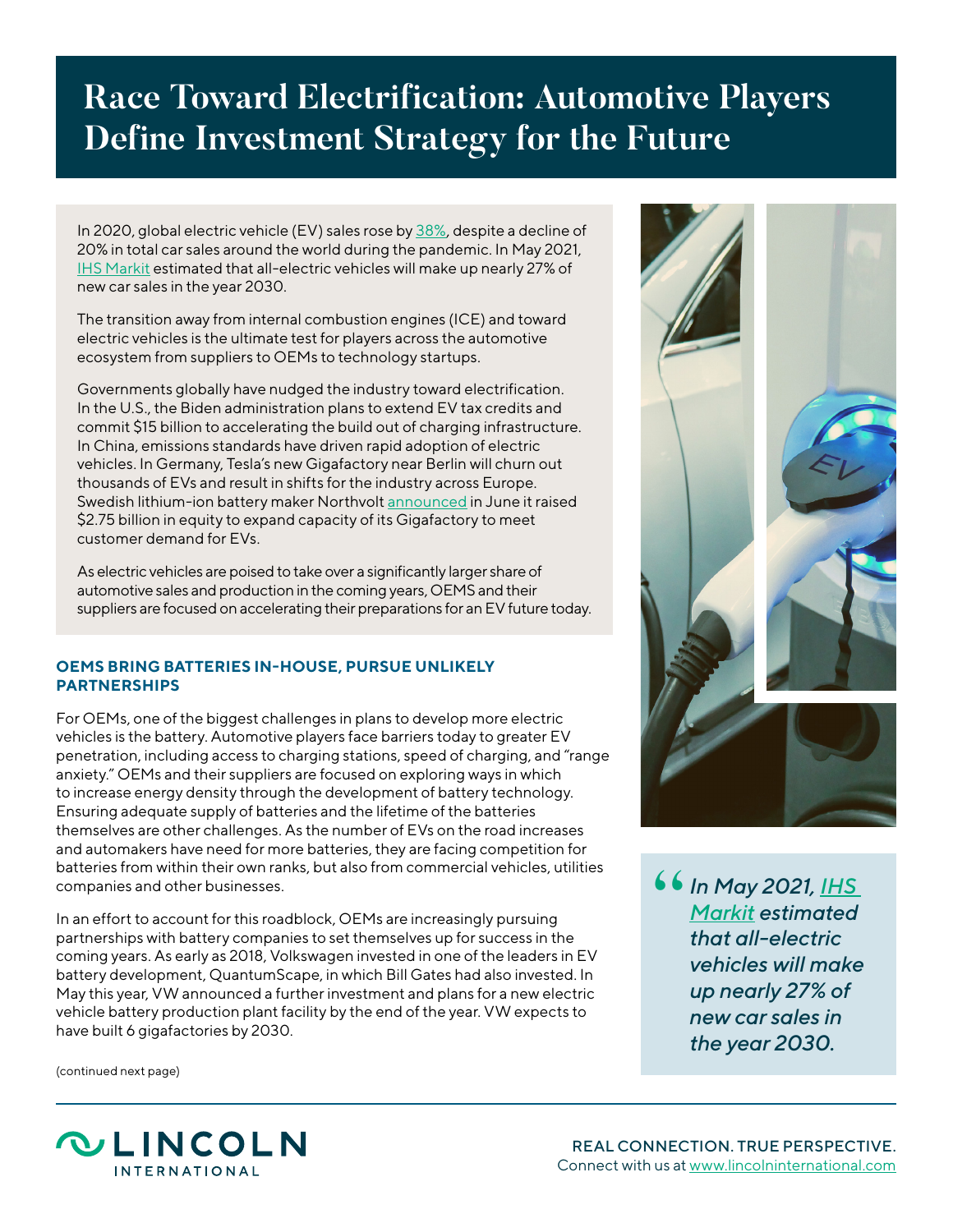# Race Toward Electrification: Automotive Players Define Investment Strategy for the Future

In 2020, global electric vehicle (EV) sales rose by 38%, despite a decline of 20% in total car sales around the world during the pandemic. In May 2021, IHS Markit estimated that all-electric vehicles will make up nearly 27% of new car sales in the year 2030.

The transition away from internal combustion engines (ICE) and toward electric vehicles is the ultimate test for players across the automotive ecosystem from suppliers to OEMs to technology startups.

Governments globally have nudged the industry toward electrification. In the U.S., the Biden administration plans to extend EV tax credits and commit $15 billion to accelerating the build out of charging infrastructure. In China, emissions standards have driven rapid adoption of electric vehicles. In Germany, Tesla's new Gigafactory near Berlin will churn out thousands of EVs and result in shifts for the industry across Europe. Swedish lithium-ion battery maker Northvolt announced in June it raised $2.75 billion in equity to expand capacity of its Gigafactory to meet customer demand for EVs.

As electric vehicles are poised to take over a significantly larger share of automotive sales and production in the coming years, OEMS and their suppliers are focused on accelerating their preparations for an EV future today.

> *In May 2021, IHS Markit estimated that all-electric vehicles will make up nearly 27% of new car sales in the year 2030.*

## OEMS BRING BATTERIES IN-HOUSE, PURSUE UNLIKELY PARTNERSHIPS

For OEMs, one of the biggest challenges in plans to develop more electric vehicles is the battery. Automotive players face barriers today to greater EV penetration, including access to charging stations, speed of charging, and "range anxiety." OEMs and their suppliers are focused on exploring ways in which to increase energy density through the development of battery technology. Ensuring adequate supply of batteries and the lifetime of the batteries themselves are other challenges. As the number of EVs on the road increases and automakers have need for more batteries, they are facing competition for batteries from within their own ranks, but also from commercial vehicles, utilities companies and other businesses.

In an effort to account for this roadblock, OEMs are increasingly pursuing partnerships with battery companies to set themselves up for success in the coming years. As early as 2018, Volkswagen invested in one of the leaders in EV battery development, QuantumScape, in which Bill Gates had also invested. In May this year, VW announced a further investment and plans for a new electric vehicle battery production plant facility by the end of the year. VW expects to have built 6 gigafactories by 2030.

(continued next page)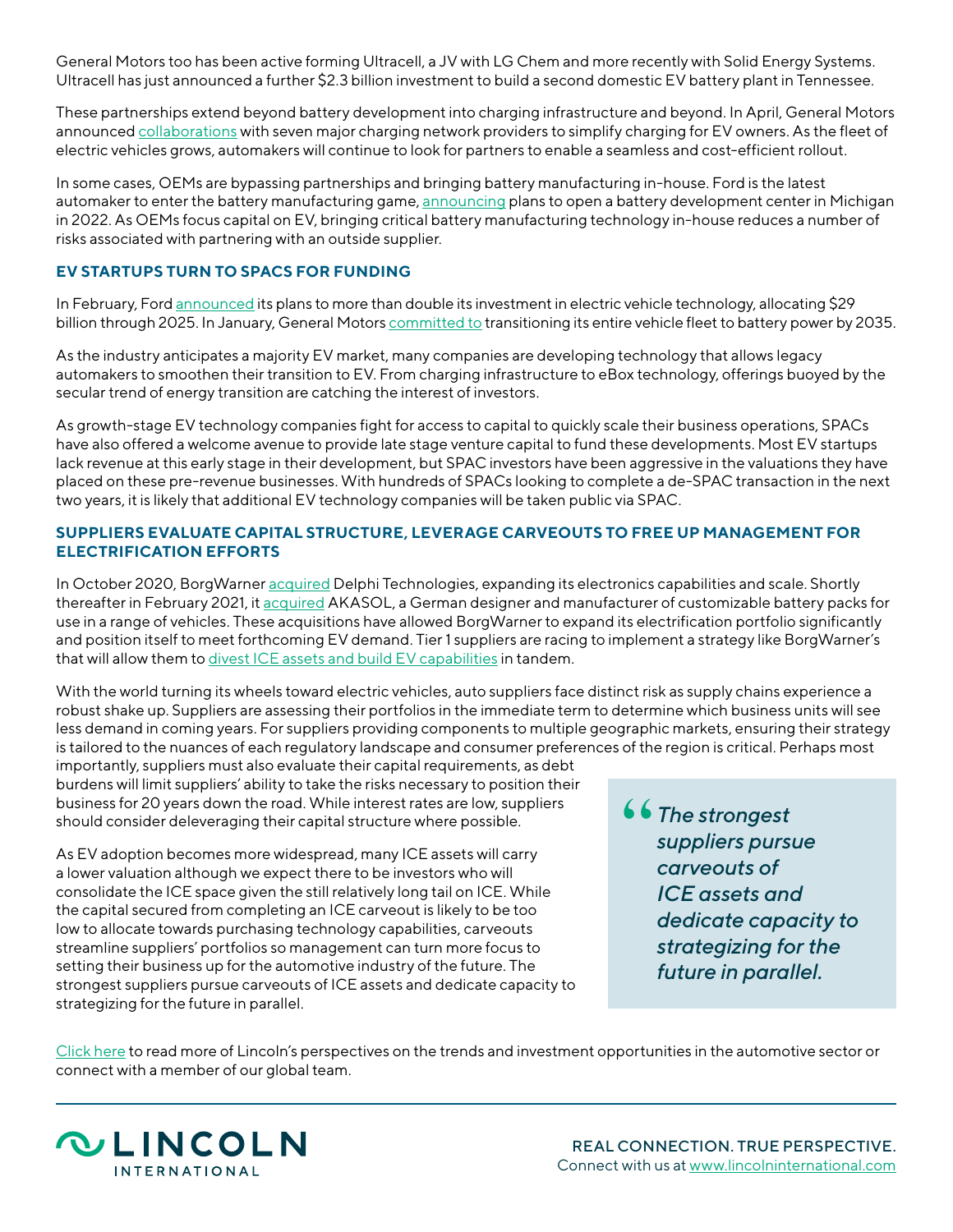General Motors too has been active forming Ultracell, a JV with LG Chem and more recently with Solid Energy Systems. Ultracell has just announced a further $2.3 billion investment to build a second domestic EV battery plant in Tennessee.

These partnerships extend beyond battery development into charging infrastructure and beyond. In April, General Motors announced collaborations with seven major charging network providers to simplify charging for EV owners. As the fleet of electric vehicles grows, automakers will continue to look for partners to enable a seamless and cost-efficient rollout.

In some cases, OEMs are bypassing partnerships and bringing battery manufacturing in-house. Ford is the latest automaker to enter the battery manufacturing game, announcing plans to open a battery development center in Michigan in 2022. As OEMs focus capital on EV, bringing critical battery manufacturing technology in-house reduces a number of risks associated with partnering with an outside supplier.

### EV STARTUPS TURN TO SPACS FOR FUNDING

In February, Ford announced its plans to more than double its investment in electric vehicle technology, allocating $29 billion through 2025. In January, General Motors committed to transitioning its entire vehicle fleet to battery power by 2035.

As the industry anticipates a majority EV market, many companies are developing technology that allows legacy automakers to smoothen their transition to EV. From charging infrastructure to eBox technology, offerings buoyed by the secular trend of energy transition are catching the interest of investors.

As growth-stage EV technology companies fight for access to capital to quickly scale their business operations, SPACs have also offered a welcome avenue to provide late stage venture capital to fund these developments. Most EV startups lack revenue at this early stage in their development, but SPAC investors have been aggressive in the valuations they have placed on these pre-revenue businesses. With hundreds of SPACs looking to complete a de-SPAC transaction in the next two years, it is likely that additional EV technology companies will be taken public via SPAC.

### SUPPLIERS EVALUATE CAPITAL STRUCTURE, LEVERAGE CARVEOUTS TO FREE UP MANAGEMENT FOR ELECTRIFICATION EFFORTS

In October 2020, BorgWarner acquired Delphi Technologies, expanding its electronics capabilities and scale. Shortly thereafter in February 2021, it acquired AKASOL, a German designer and manufacturer of customizable battery packs for use in a range of vehicles. These acquisitions have allowed BorgWarner to expand its electrification portfolio significantly and position itself to meet forthcoming EV demand. Tier 1 suppliers are racing to implement a strategy like BorgWarner's that will allow them to divest ICE assets and build EV capabilities in tandem.

With the world turning its wheels toward electric vehicles, auto suppliers face distinct risk as supply chains experience a robust shake up. Suppliers are assessing their portfolios in the immediate term to determine which business units will see less demand in coming years. For suppliers providing components to multiple geographic markets, ensuring their strategy is tailored to the nuances of each regulatory landscape and consumer preferences of the region is critical. Perhaps most importantly, suppliers must also evaluate their capital requirements, as debt burdens will limit suppliers' ability to take the risks necessary to position their business for 20 years down the road. While interest rates are low, suppliers should consider deleveraging their capital structure where possible.

As EV adoption becomes more widespread, many ICE assets will carry a lower valuation although we expect there to be investors who will consolidate the ICE space given the still relatively long tail on ICE. While the capital secured from completing an ICE carveout is likely to be too low to allocate towards purchasing technology capabilities, carveouts streamline suppliers' portfolios so management can turn more focus to setting their business up for the automotive industry of the future. The strongest suppliers pursue carveouts of ICE assets and dedicate capacity to strategizing for the future in parallel.

> *"The strongest suppliers pursue carveouts of ICE assets and dedicate capacity to strategizing for the future in parallel.*

Click here to read more of Lincoln's perspectives on the trends and investment opportunities in the automotive sector or connect with a member of our global team.

LINCOLN INTERNATIONAL

REAL CONNECTION. TRUE PERSPECTIVE.
Connect with us at www.lincolninternational.com